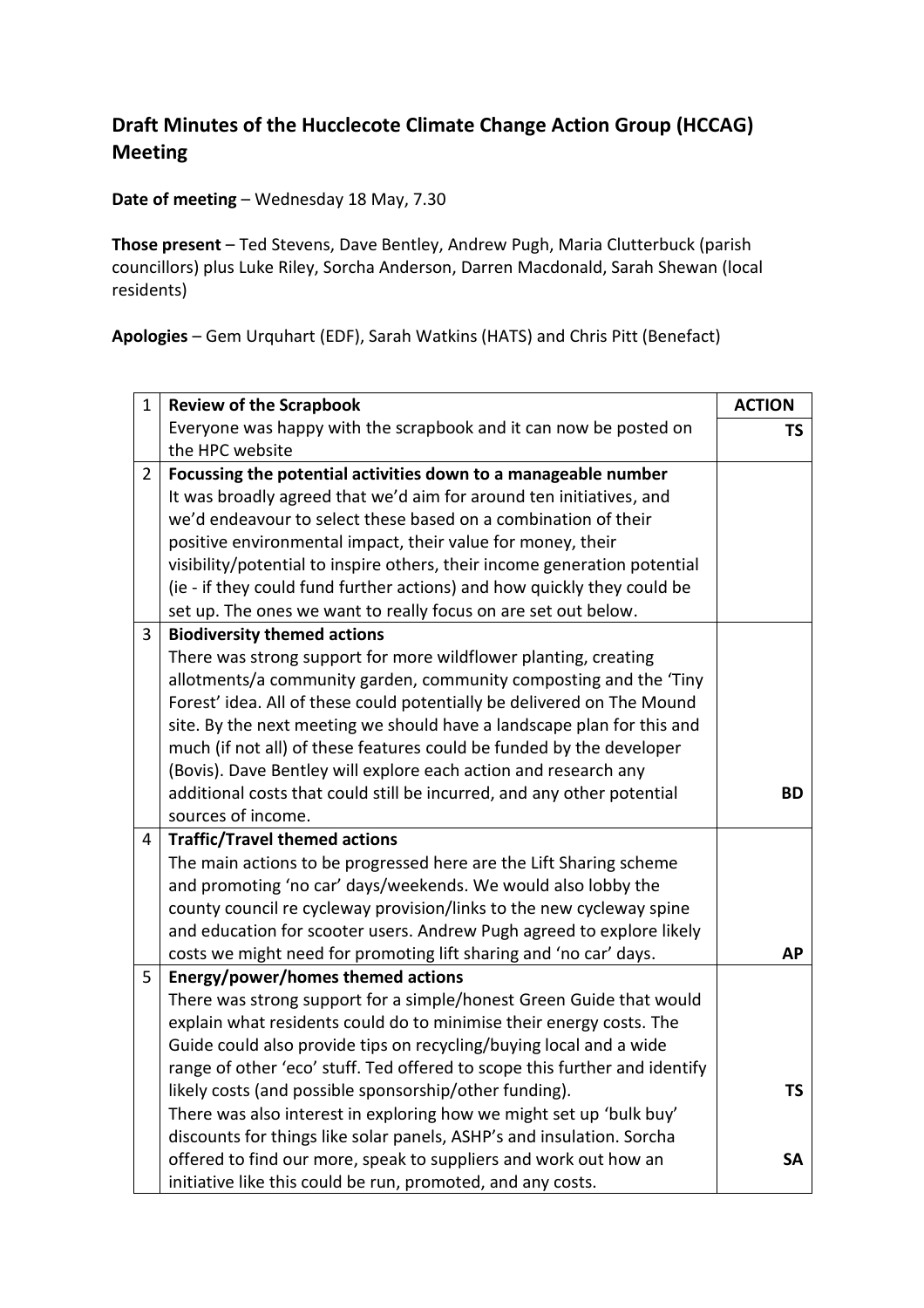## Draft Minutes of the Hucclecote Climate Change Action Group (HCCAG) Meeting

**Date of meeting** – Wednesday 18 May, 7.30

**Those present** – Ted Stevens, Dave Bentley, Andrew Pugh, Maria Clutterbuck (parish councillors) plus Luke Riley, Sorcha Anderson, Darren Macdonald, Sarah Shewan (local residents)

**Apologies** – Gem Urquhart (EDF), Sarah Watkins (HATS) and Chris Pitt (Benefact)

| | | |
|---|---|---|
| 1 | **Review of the Scrapbook** | **ACTION** |
| | Everyone was happy with the scrapbook and it can now be posted on the HPC website | **TS** |
| 2 | **Focussing the potential activities down to a manageable number**<br>It was broadly agreed that we'd aim for around ten initiatives, and we'd endeavour to select these based on a combination of their positive environmental impact, their value for money, their visibility/potential to inspire others, their income generation potential (ie - if they could fund further actions) and how quickly they could be set up. The ones we want to really focus on are set out below. | |
| 3 | **Biodiversity themed actions**<br>There was strong support for more wildflower planting, creating allotments/a community garden, community composting and the 'Tiny Forest' idea. All of these could potentially be delivered on The Mound site. By the next meeting we should have a landscape plan for this and much (if not all) of these features could be funded by the developer (Bovis). Dave Bentley will explore each action and research any additional costs that could still be incurred, and any other potential sources of income. | **BD** |
| 4 | **Traffic/Travel themed actions**<br>The main actions to be progressed here are the Lift Sharing scheme and promoting 'no car' days/weekends. We would also lobby the county council re cycleway provision/links to the new cycleway spine and education for scooter users. Andrew Pugh agreed to explore likely costs we might need for promoting lift sharing and 'no car' days. | **AP** |
| 5 | **Energy/power/homes themed actions**<br>There was strong support for a simple/honest Green Guide that would explain what residents could do to minimise their energy costs. The Guide could also provide tips on recycling/buying local and a wide range of other 'eco' stuff. Ted offered to scope this further and identify likely costs (and possible sponsorship/other funding).<br>There was also interest in exploring how we might set up 'bulk buy' discounts for things like solar panels, ASHP's and insulation. Sorcha offered to find our more, speak to suppliers and work out how an initiative like this could be run, promoted, and any costs. | **TS**<br><br>**SA** |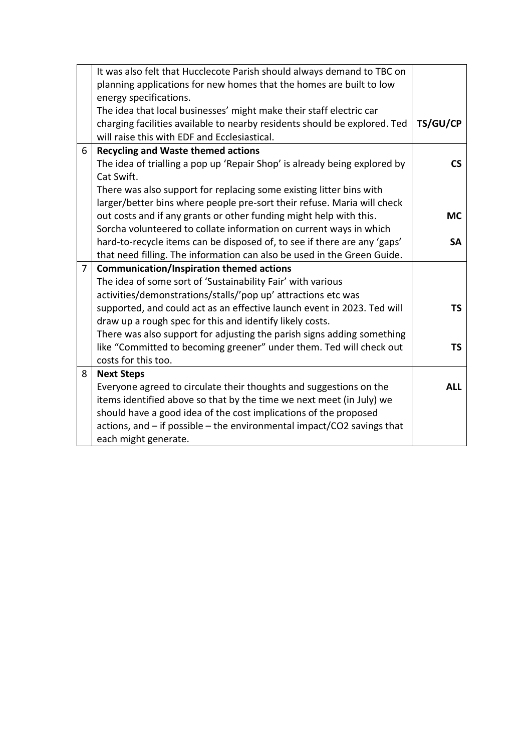| | | |
|---|---|---|
| | It was also felt that Hucclecote Parish should always demand to TBC on planning applications for new homes that the homes are built to low energy specifications.<br>The idea that local businesses' might make their staff electric car charging facilities available to nearby residents should be explored. Ted will raise this with EDF and Ecclesiastical. | **TS/GU/CP** |
| 6 | **Recycling and Waste themed actions**<br>The idea of trialling a pop up 'Repair Shop' is already being explored by Cat Swift.<br>There was also support for replacing some existing litter bins with larger/better bins where people pre-sort their refuse. Maria will check out costs and if any grants or other funding might help with this.<br>Sorcha volunteered to collate information on current ways in which hard-to-recycle items can be disposed of, to see if there are any 'gaps' that need filling. The information can also be used in the Green Guide. | **CS**<br><br>**MC**<br><br>**SA** |
| 7 | **Communication/Inspiration themed actions**<br>The idea of some sort of 'Sustainability Fair' with various activities/demonstrations/stalls/'pop up' attractions etc was supported, and could act as an effective launch event in 2023. Ted will draw up a rough spec for this and identify likely costs.<br>There was also support for adjusting the parish signs adding something like "Committed to becoming greener" under them. Ted will check out costs for this too. | **TS**<br><br>**TS** |
| 8 | **Next Steps**<br>Everyone agreed to circulate their thoughts and suggestions on the items identified above so that by the time we next meet (in July) we should have a good idea of the cost implications of the proposed actions, and – if possible – the environmental impact/$CO_2$ savings that each might generate. | **ALL** |